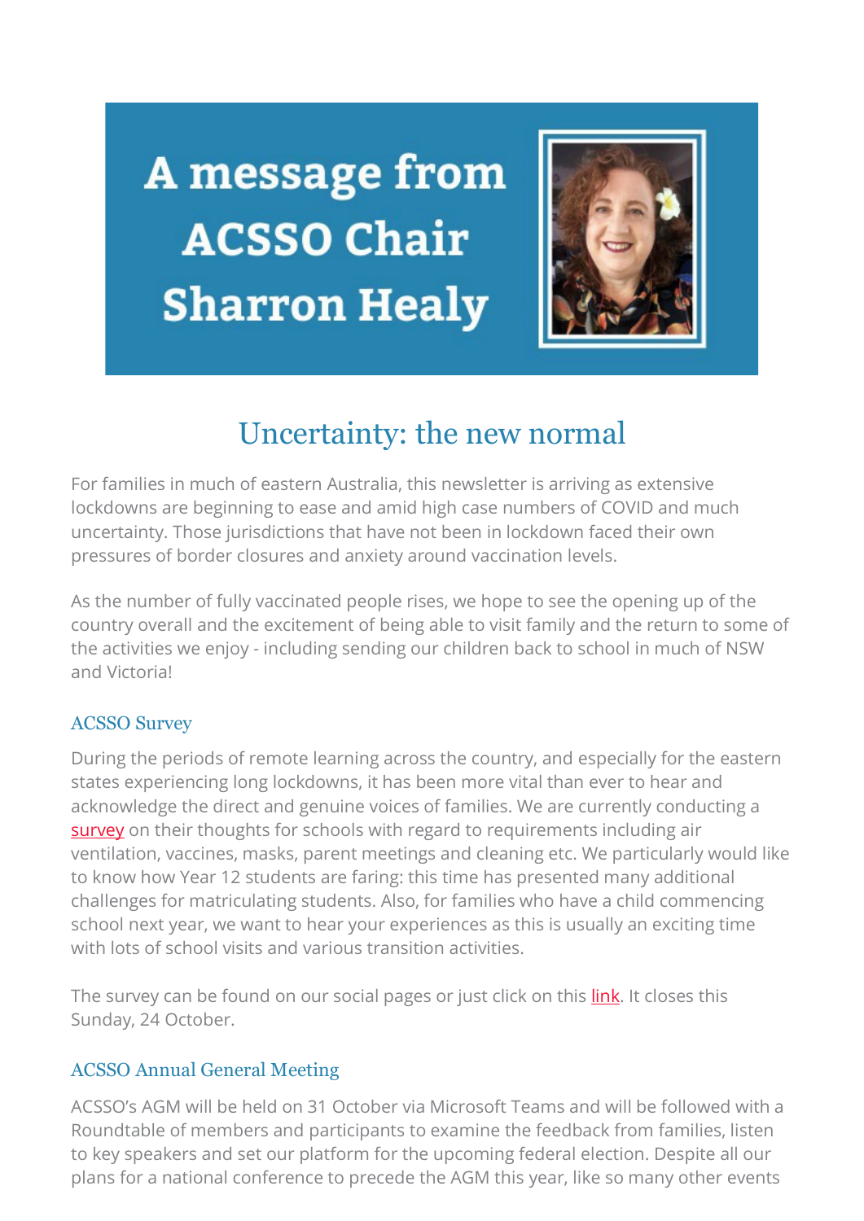# A message from ACSSO Chair Sharron Healy

## Uncertainty: the new normal

For families in much of eastern Australia, this newsletter is arriving as extensive lockdowns are beginning to ease and amid high case numbers of COVID and much uncertainty. Those jurisdictions that have not been in lockdown faced their own pressures of border closures and anxiety around vaccination levels.

As the number of fully vaccinated people rises, we hope to see the opening up of the country overall and the excitement of being able to visit family and the return to some of the activities we enjoy - including sending our children back to school in much of NSW and Victoria!

### ACSSO Survey

During the periods of remote learning across the country, and especially for the eastern states experiencing long lockdowns, it has been more vital than ever to hear and acknowledge the direct and genuine voices of families. We are currently conducting a survey on their thoughts for schools with regard to requirements including air ventilation, vaccines, masks, parent meetings and cleaning etc. We particularly would like to know how Year 12 students are faring: this time has presented many additional challenges for matriculating students. Also, for families who have a child commencing school next year, we want to hear your experiences as this is usually an exciting time with lots of school visits and various transition activities.

The survey can be found on our social pages or just click on this link. It closes this Sunday, 24 October.

### ACSSO Annual General Meeting

ACSSO's AGM will be held on 31 October via Microsoft Teams and will be followed with a Roundtable of members and participants to examine the feedback from families, listen to key speakers and set our platform for the upcoming federal election. Despite all our plans for a national conference to precede the AGM this year, like so many other events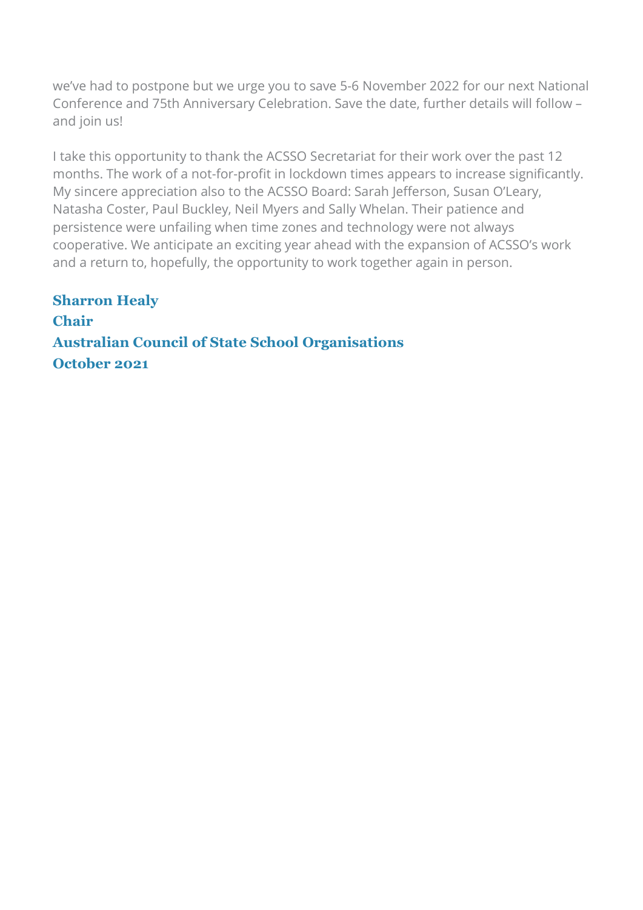we've had to postpone but we urge you to save 5-6 November 2022 for our next National Conference and 75th Anniversary Celebration. Save the date, further details will follow – and join us!

I take this opportunity to thank the ACSSO Secretariat for their work over the past 12 months. The work of a not-for-profit in lockdown times appears to increase significantly. My sincere appreciation also to the ACSSO Board: Sarah Jefferson, Susan O'Leary, Natasha Coster, Paul Buckley, Neil Myers and Sally Whelan. Their patience and persistence were unfailing when time zones and technology were not always cooperative. We anticipate an exciting year ahead with the expansion of ACSSO's work and a return to, hopefully, the opportunity to work together again in person.

**Sharron Healy**
**Chair**
**Australian Council of State School Organisations**
**October 2021**